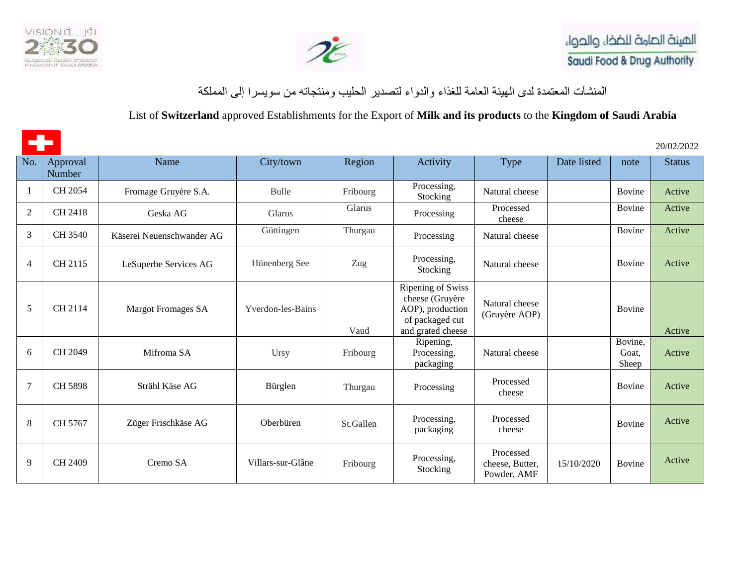المنشآت المعتمدة لدى الهيئة العامة للغذاء والدواء لتصدير الحليب ومنتجاته من سويسرا إلى المملكة

List of **Switzerland** approved Establishments for the Export of **Milk and its products** to the **Kingdom of Saudi Arabia**

20/02/2022

| No. | Approval Number | Name | City/town | Region | Activity | Type | Date listed | note | Status |
|---|---|---|---|---|---|---|---|---|---|
| 1 | CH 2054 | Fromage Gruyère S.A. | Bulle | Fribourg | Processing, Stocking | Natural cheese | | Bovine | Active |
| 2 | CH 2418 | Geska AG | Glarus | Glarus | Processing | Processed cheese | | Bovine | Active |
| 3 | CH 3540 | Käserei Neuenschwander AG | Güttingen | Thurgau | Processing | Natural cheese | | Bovine | Active |
| 4 | CH 2115 | LeSuperbe Services AG | Hünenberg See | Zug | Processing, Stocking | Natural cheese | | Bovine | Active |
| 5 | CH 2114 | Margot Fromages SA | Yverdon-les-Bains | Vaud | Ripening of Swiss cheese (Gruyère AOP), production of packaged cut and grated cheese | Natural cheese (Gruyère AOP) | | Bovine | Active |
| 6 | CH 2049 | Mifroma SA | Ursy | Fribourg | Ripening, Processing, packaging | Natural cheese | | Bovine, Goat, Sheep | Active |
| 7 | CH 5898 | Strähl Käse AG | Bürglen | Thurgau | Processing | Processed cheese | | Bovine | Active |
| 8 | CH 5767 | Züger Frischkäse AG | Oberbüren | St.Gallen | Processing, packaging | Processed cheese | | Bovine | Active |
| 9 | CH 2409 | Cremo SA | Villars-sur-Glâne | Fribourg | Processing, Stocking | Processed cheese, Butter, Powder, AMF | 15/10/2020 | Bovine | Active |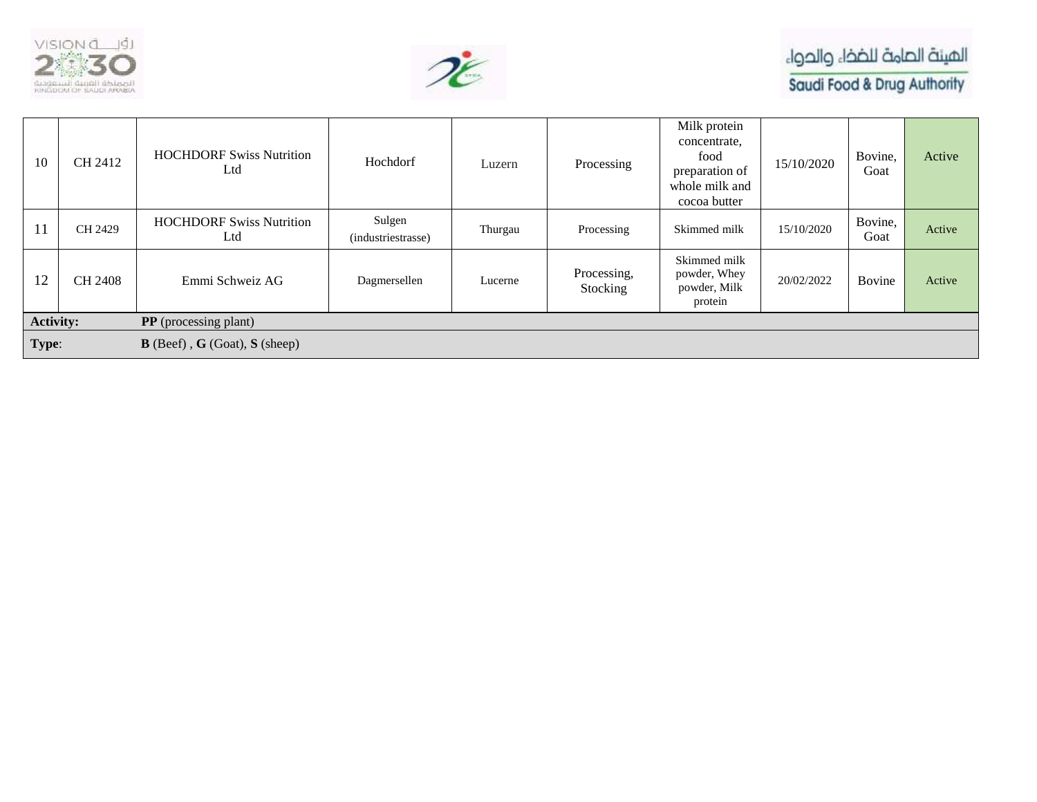| | | | | | | | | | |
|---|---|---|---|---|---|---|---|---|---|
| 10 | CH 2412 | HOCHDORF Swiss Nutrition Ltd | Hochdorf | Luzern | Processing | Milk protein concentrate, food preparation of whole milk and cocoa butter | 15/10/2020 | Bovine, Goat | Active |
| 11 | CH 2429 | HOCHDORF Swiss Nutrition Ltd | Sulgen (industriestrasse) | Thurgau | Processing | Skimmed milk | 15/10/2020 | Bovine, Goat | Active |
| 12 | CH 2408 | Emmi Schweiz AG | Dagmersellen | Lucerne | Processing, Stocking | Skimmed milk powder, Whey powder, Milk protein | 20/02/2022 | Bovine | Active |
| **Activity:** | **PP** (processing plant) | | | | | | | | |
| **Type**: | **B** (Beef) , **G** (Goat), **S** (sheep) | | | | | | | | |